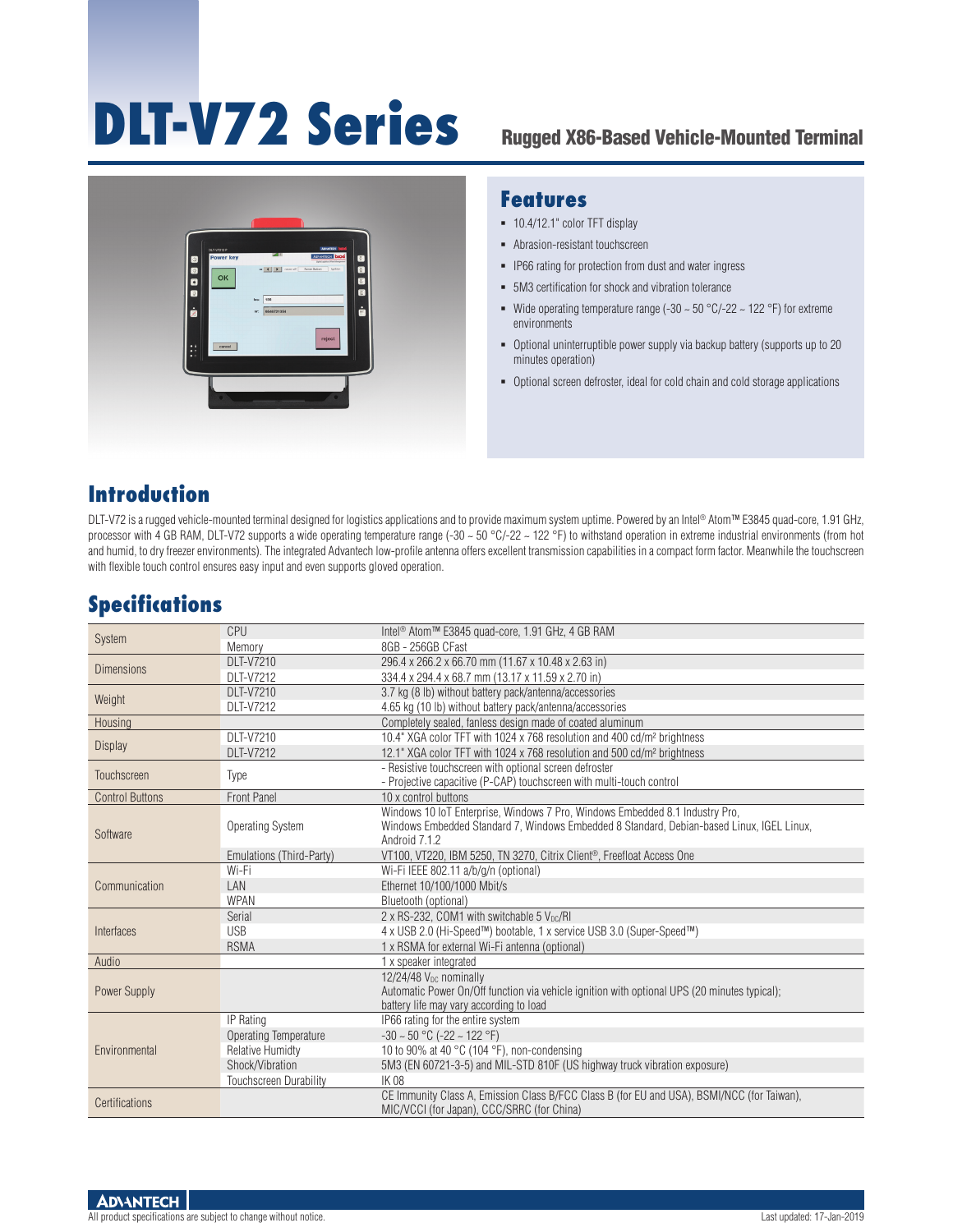# DLT-V72 Series

## Rugged X86-Based Vehicle-Mounted Terminal

## Features

- 10.4/12.1" color TFT display
- Abrasion-resistant touchscreen
- IP66 rating for protection from dust and water ingress
- 5M3 certification for shock and vibration tolerance
- Wide operating temperature range (-30 ~ 50 °C/-22 ~ 122 °F) for extreme environments
- Optional uninterruptible power supply via backup battery (supports up to 20 minutes operation)
- Optional screen defroster, ideal for cold chain and cold storage applications

## Introduction

DLT-V72 is a rugged vehicle-mounted terminal designed for logistics applications and to provide maximum system uptime. Powered by an Intel® Atom™ E3845 quad-core, 1.91 GHz, processor with 4 GB RAM, DLT-V72 supports a wide operating temperature range (-30 ~ 50 °C/-22 ~ 122 °F) to withstand operation in extreme industrial environments (from hot and humid, to dry freezer environments). The integrated Advantech low-profile antenna offers excellent transmission capabilities in a compact form factor. Meanwhile the touchscreen with flexible touch control ensures easy input and even supports gloved operation.

## Specifications

| | | |
|---|---|---|
| System | CPU | Intel® Atom™ E3845 quad-core, 1.91 GHz, 4 GB RAM |
| | Memory | 8GB - 256GB CFast |
| Dimensions | DLT-V7210 | 296.4 x 266.2 x 66.70 mm (11.67 x 10.48 x 2.63 in) |
| | DLT-V7212 | 334.4 x 294.4 x 68.7 mm (13.17 x 11.59 x 2.70 in) |
| Weight | DLT-V7210 | 3.7 kg (8 lb) without battery pack/antenna/accessories |
| | DLT-V7212 | 4.65 kg (10 lb) without battery pack/antenna/accessories |
| Housing | | Completely sealed, fanless design made of coated aluminum |
| Display | DLT-V7210 | 10.4" XGA color TFT with 1024 x 768 resolution and 400 cd/m² brightness |
| | DLT-V7212 | 12.1" XGA color TFT with 1024 x 768 resolution and 500 cd/m² brightness |
| Touchscreen | Type | - Resistive touchscreen with optional screen defroster<br>- Projective capacitive (P-CAP) touchscreen with multi-touch control |
| Control Buttons | Front Panel | 10 x control buttons |
| Software | Operating System | Windows 10 IoT Enterprise, Windows 7 Pro, Windows Embedded 8.1 Industry Pro, Windows Embedded Standard 7, Windows Embedded 8 Standard, Debian-based Linux, IGEL Linux, Android 7.1.2 |
| | Emulations (Third-Party) | VT100, VT220, IBM 5250, TN 3270, Citrix Client®, Freefloat Access One |
| Communication | Wi-Fi | Wi-Fi IEEE 802.11 a/b/g/n (optional) |
| | LAN | Ethernet 10/100/1000 Mbit/s |
| | WPAN | Bluetooth (optional) |
| Interfaces | Serial | 2 x RS-232, COM1 with switchable 5 $V_{DC}$/RI |
| | USB | 4 x USB 2.0 (Hi-Speed™) bootable, 1 x service USB 3.0 (Super-Speed™) |
| | RSMA | 1 x RSMA for external Wi-Fi antenna (optional) |
| Audio | | 1 x speaker integrated |
| Power Supply | | 12/24/48 $V_{DC}$ nominally<br>Automatic Power On/Off function via vehicle ignition with optional UPS (20 minutes typical); battery life may vary according to load |
| Environmental | IP Rating | IP66 rating for the entire system |
| | Operating Temperature | -30 ~ 50 °C (-22 ~ 122 °F) |
| | Relative Humidty | 10 to 90% at 40 °C (104 °F), non-condensing |
| | Shock/Vibration | 5M3 (EN 60721-3-5) and MIL-STD 810F (US highway truck vibration exposure) |
| | Touchscreen Durability | IK 08 |
| Certifications | | CE Immunity Class A, Emission Class B/FCC Class B (for EU and USA), BSMI/NCC (for Taiwan), MIC/VCCI (for Japan), CCC/SRRC (for China) |

All product specifications are subject to change without notice.

Last updated: 17-Jan-2019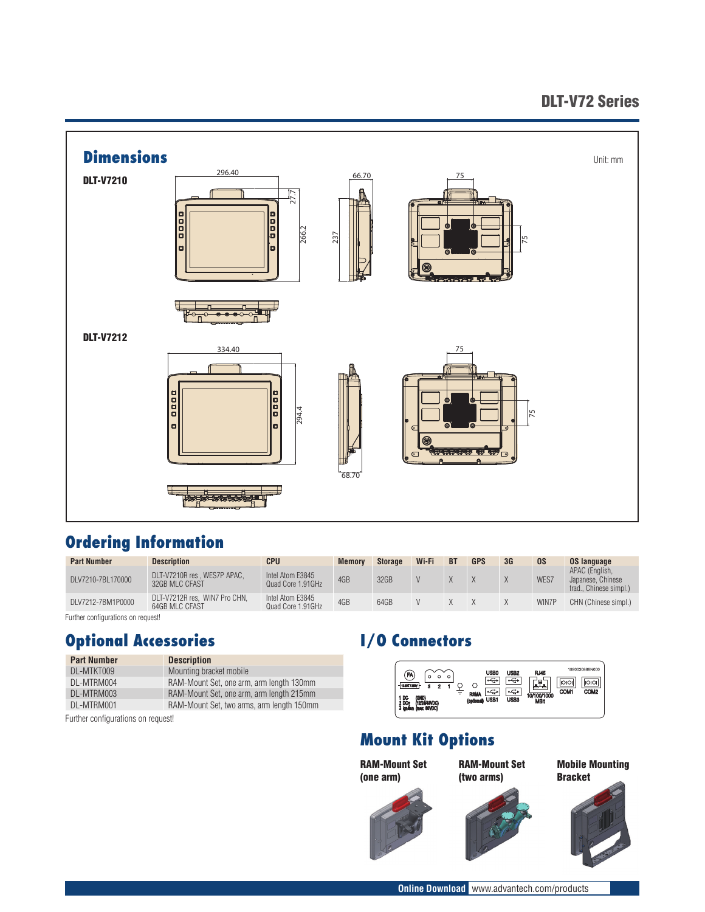## Dimensions

Unit: mm

**DLT-V7210**

296.40
27.7
266.2
66.70
237
75
75

**DLT-V7212**

334.40
294.4
68.70
75
75

## Ordering Information

| Part Number | Description | CPU | Memory | Storage | Wi-Fi | BT | GPS | 3G | OS | OS language |
|---|---|---|---|---|---|---|---|---|---|---|
| DLV7210-7BL170000 | DLT-V7210R res , WES7P APAC, 32GB MLC CFAST | Intel Atom E3845 Quad Core 1.91GHz | 4GB | 32GB | V | X | X | X | WES7 | APAC (English, Japanese, Chinese trad., Chinese simpl.) |
| DLV7212-7BM1P0000 | DLT-V7212R res, WIN7 Pro CHN, 64GB MLC CFAST | Intel Atom E3845 Quad Core 1.91GHz | 4GB | 64GB | V | X | X | X | WIN7P | CHN (Chinese simpl.) |

Further configurations on request!

## Optional Accessories

| Part Number | Description |
|---|---|
| DL-MTKT009 | Mounting bracket mobile |
| DL-MTRM004 | RAM-Mount Set, one arm, arm length 130mm |
| DL-MTRM003 | RAM-Mount Set, one arm, arm length 215mm |
| DL-MTRM001 | RAM-Mount Set, two arms, arm length 150mm |

Further configurations on request!

## I/O Connectors

1990030888N000

FA
12/24V (max 80V)
3 2 1
1 DC- (GND)
2 DC+ (12/24/48VDC)
3 Ignition (max. 80VDC)
RSMA (optional)
USB0 USB1
USB2 USB3
RJ45 10/100/1000 MBit
COM1 COM2

## Mount Kit Options

**RAM-Mount Set (one arm)**

**RAM-Mount Set (two arms)**

**Mobile Mounting Bracket**

**Online Download** www.advantech.com/products